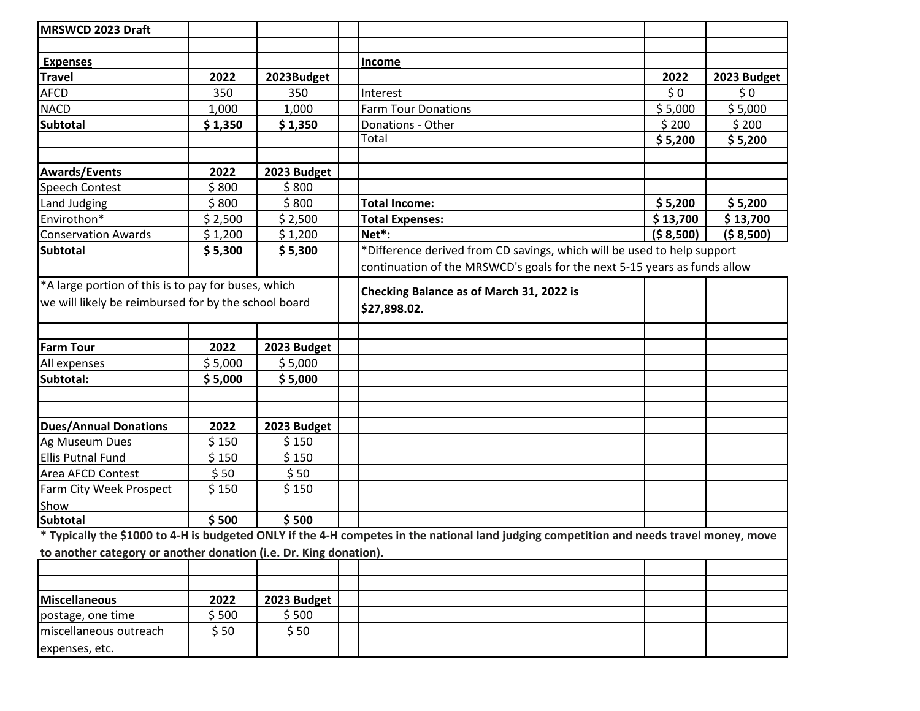**MRSWCD 2023 Draft**

**Expenses**

| Travel | 2022 | 2023Budget |
|---|---|---|
| AFCD | 350 | 350 |
| NACD | 1,000 | 1,000 |
| **Subtotal** | **$ 1,350** | **$ 1,350** |

| Awards/Events | 2022 | 2023 Budget |
|---|---|---|
| Speech Contest | $ 800 | $ 800 |
| Land Judging | $ 800 | $ 800 |
| Envirothon* | $ 2,500 | $ 2,500 |
| Conservation Awards | $ 1,200 | $ 1,200 |
| **Subtotal** | **$ 5,300** | **$ 5,300** |

*A large portion of this is to pay for buses, which we will likely be reimbursed for by the school board

| Farm Tour | 2022 | 2023 Budget |
|---|---|---|
| All expenses | $ 5,000 | $ 5,000 |
| **Subtotal:** | **$ 5,000** | **$ 5,000** |

| Dues/Annual Donations | 2022 | 2023 Budget |
|---|---|---|
| Ag Museum Dues | $ 150 | $ 150 |
| Ellis Putnal Fund | $ 150 | $ 150 |
| Area AFCD Contest | $ 50 | $ 50 |
| Farm City Week Prospect Show | $ 150 | $ 150 |
| **Subtotal** | **$ 500** | **$ 500** |

**\* Typically the $1000 to 4-H is budgeted ONLY if the 4-H competes in the national land judging competition and needs travel money, move to another category or another donation (i.e. Dr. King donation).**

| Miscellaneous | 2022 | 2023 Budget |
|---|---|---|
| postage, one time | $ 500 | $ 500 |
| miscellaneous outreach expenses, etc. | $ 50 | $ 50 |

**Income**

| | 2022 | 2023 Budget |
|---|---|---|
| Interest | $ 0 | $ 0 |
| Farm Tour Donations | $ 5,000 | $ 5,000 |
| Donations - Other | $ 200 | $ 200 |
| Total | **$ 5,200** | **$ 5,200** |

| | 2022 | 2023 Budget |
|---|---|---|
| **Total Income:** | **$ 5,200** | **$ 5,200** |
| **Total Expenses:** | **$ 13,700** | **$ 13,700** |
| **Net*:** | **($ 8,500)** | **($ 8,500)** |

*Difference derived from CD savings, which will be used to help support continuation of the MRSWCD's goals for the next 5-15 years as funds allow

**Checking Balance as of March 31, 2022 is $27,898.02.**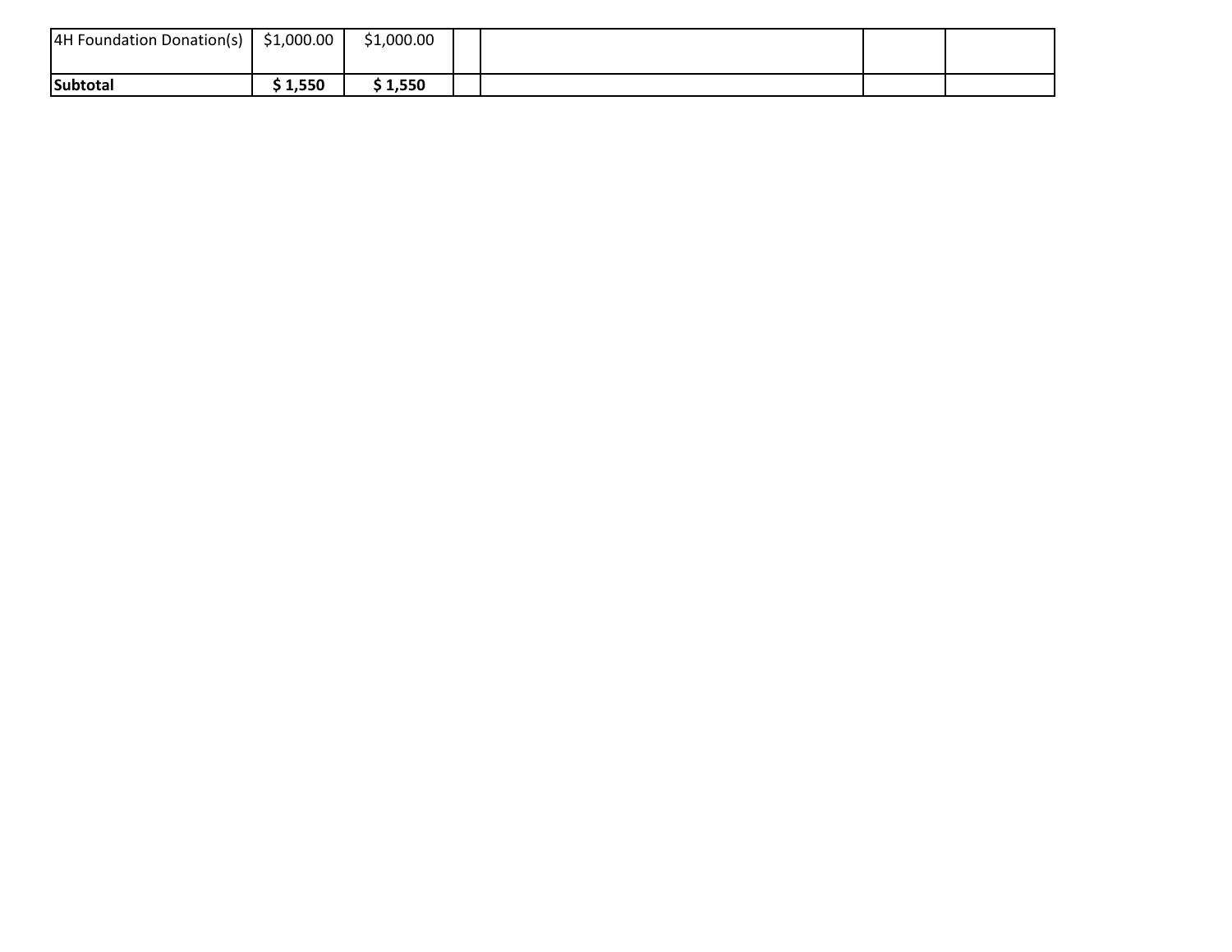| | | | | | | |
|---|---|---|---|---|---|---|
| 4H Foundation Donation(s) | $1,000.00 | $1,000.00 | | | | |
| **Subtotal** | **$ 1,550** | **$ 1,550** | | | | |